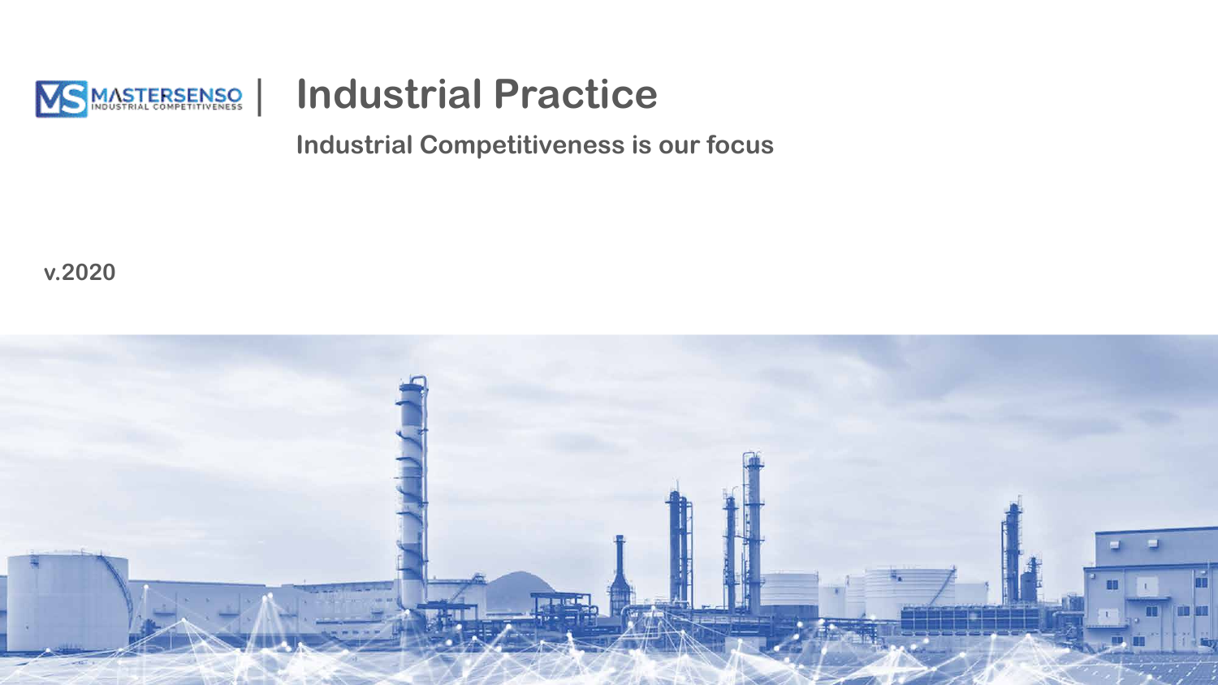MASTERSENSO | INDUSTRIAL COMPETITIVENESS

# Industrial Practice

**Industrial Competitiveness is our focus**

**v.2020**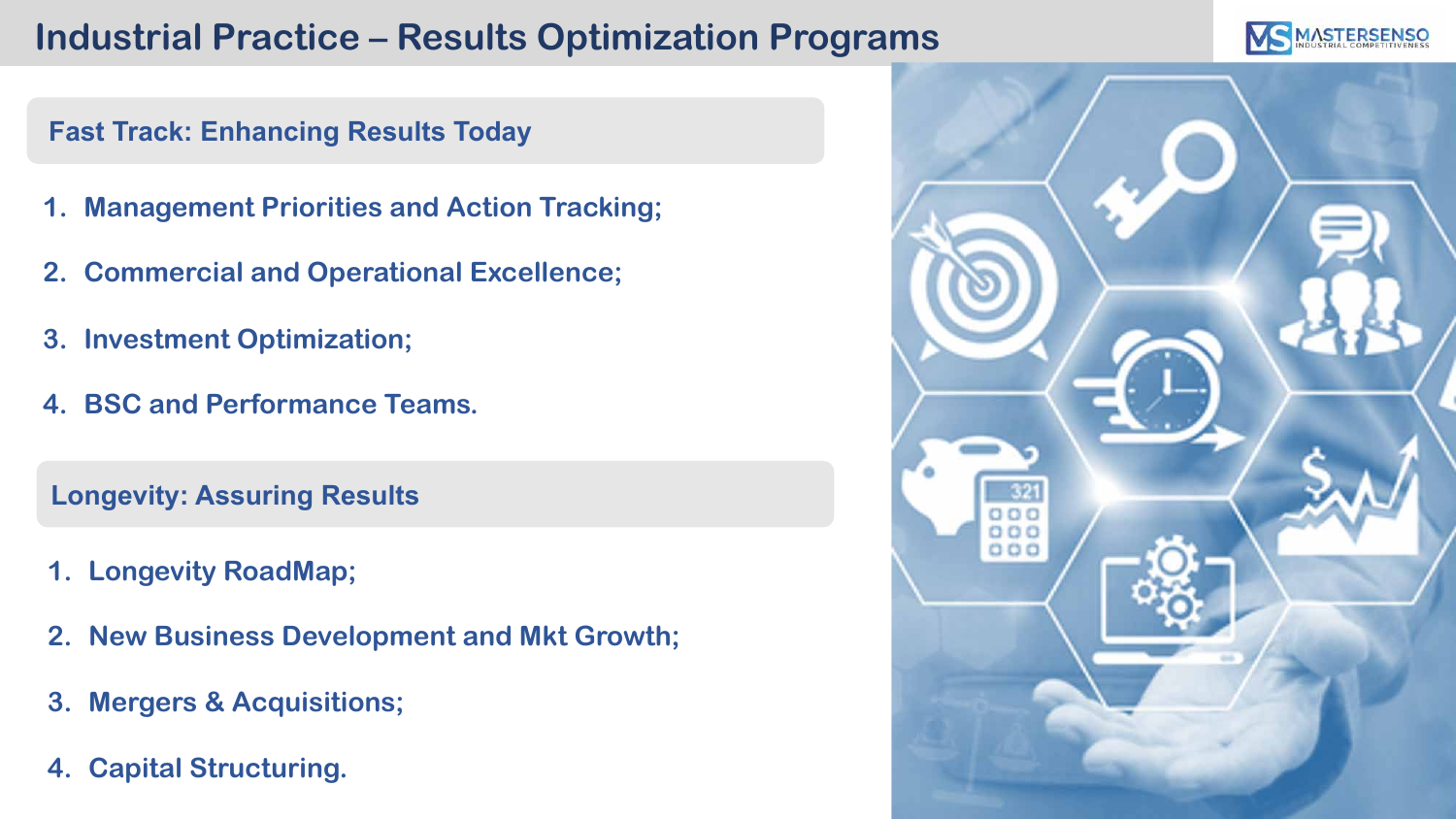# Industrial Practice – Results Optimization Programs

## Fast Track: Enhancing Results Today

1. Management Priorities and Action Tracking;
2. Commercial and Operational Excellence;
3. Investment Optimization;
4. BSC and Performance Teams.

## Longevity: Assuring Results

1. Longevity RoadMap;
2. New Business Development and Mkt Growth;
3. Mergers & Acquisitions;
4. Capital Structuring.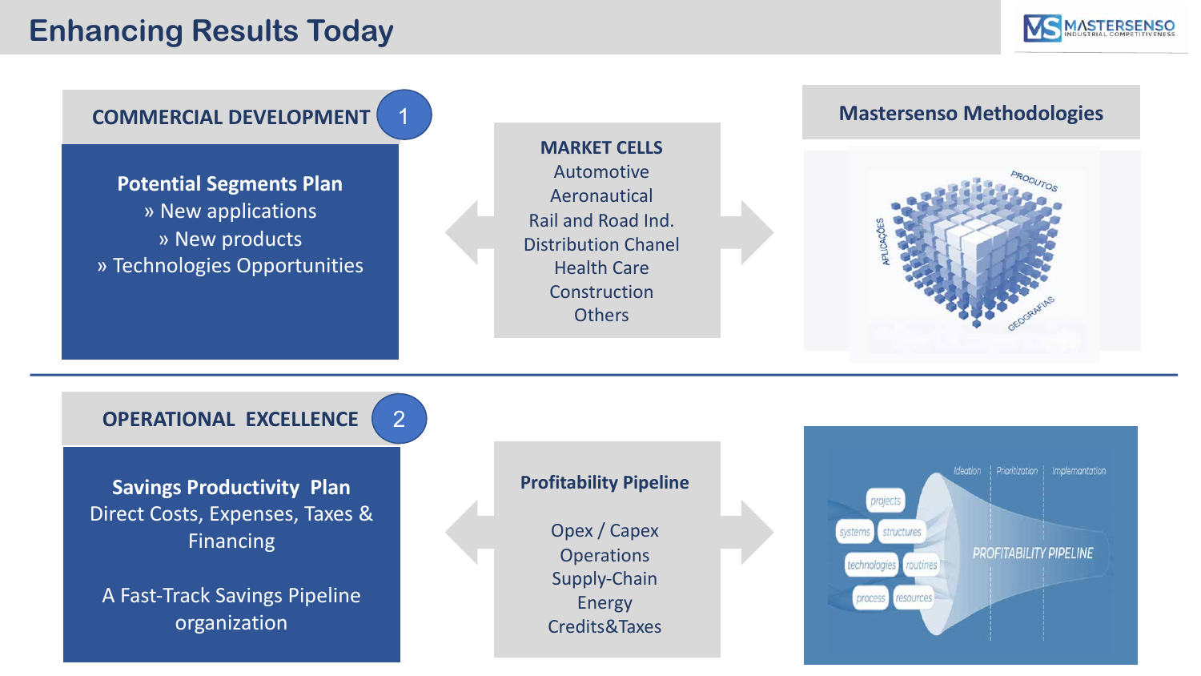# Enhancing Results Today

## COMMERCIAL DEVELOPMENT 1

**Potential Segments Plan**

» New applications

» New products

» Technologies Opportunities

**MARKET CELLS**

Automotive

Aeronautical

Rail and Road Ind.

Distribution Chanel

Health Care

Construction

Others

**Mastersenso Methodologies**

PRODUTOS

APLICAÇÕES

GEOGRAFIAS

## OPERATIONAL EXCELLENCE 2

**Savings Productivity Plan**

Direct Costs, Expenses, Taxes & Financing

A Fast-Track Savings Pipeline organization

**Profitability Pipeline**

Opex / Capex

Operations

Supply-Chain

Energy

Credits&Taxes

Ideation | Prioritization | Implementation

projects

systems structures

technologies routines

process resources

PROFITABILITY PIPELINE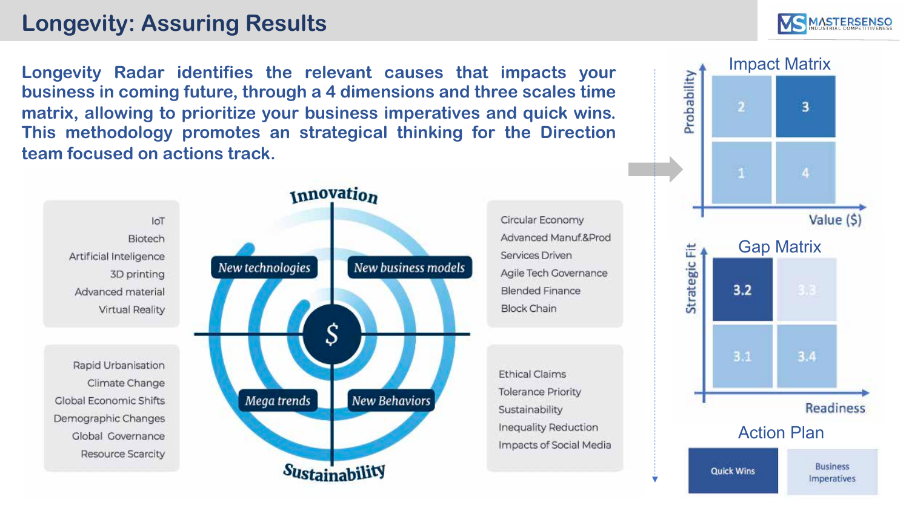# Longevity: Assuring Results

**Longevity Radar identifies the relevant causes that impacts your business in coming future, through a 4 dimensions and three scales time matrix, allowing to prioritize your business imperatives and quick wins. This methodology promotes an strategical thinking for the Direction team focused on actions track.**

IoT
Biotech
Artificial Inteligence
3D printing
Advanced material
Virtual Reality

Rapid Urbanisation
Climate Change
Global Economic Shifts
Demographic Changes
Global Governance
Resource Scarcity

Innovation

New technologies

New business models

$

Mega trends

New Behaviors

Sustainability

Circular Economy
Advanced Manuf.&Prod
Services Driven
Agile Tech Governance
Blended Finance
Block Chain

Ethical Claims
Tolerance Priority
Sustainability
Inequality Reduction
Impacts of Social Media

## Impact Matrix

Probability

| 2 | 3 |
|---|---|
| 1 | 4 |

Value ($)

## Gap Matrix

Strategic Fit

| 3.2 | 3.3 |
|---|---|
| 3.1 | 3.4 |

Readiness

## Action Plan

Quick Wins

Business Imperatives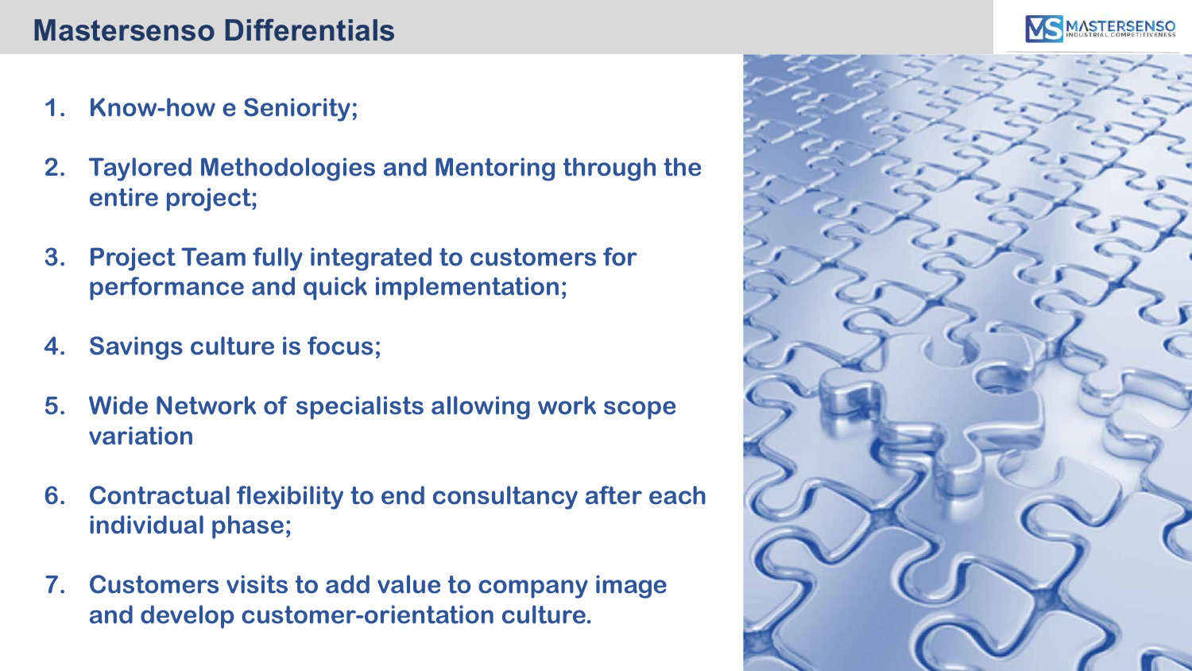# Mastersenso Differentials

1. **Know-how e Seniority;**
2. **Taylored Methodologies and Mentoring through the entire project;**
3. **Project Team fully integrated to customers for performance and quick implementation;**
4. **Savings culture is focus;**
5. **Wide Network of specialists allowing work scope variation**
6. **Contractual flexibility to end consultancy after each individual phase;**
7. **Customers visits to add value to company image and develop customer-orientation culture.**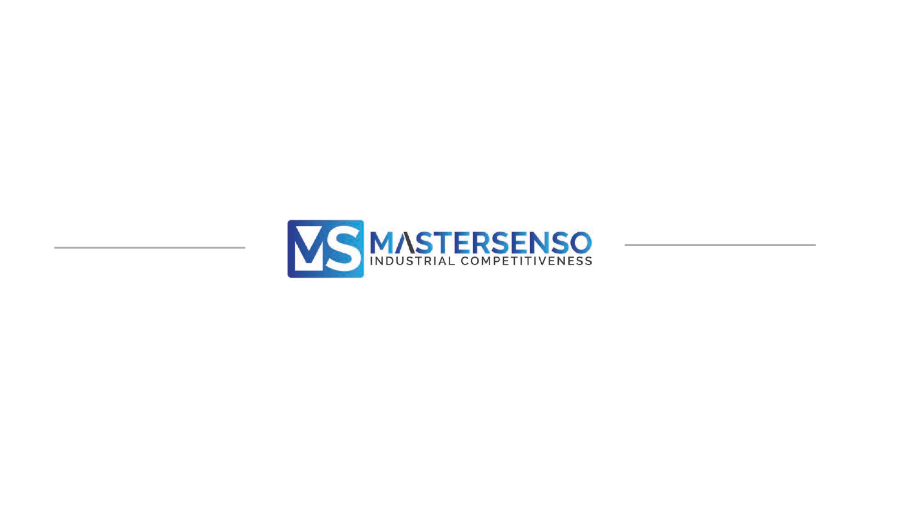MASTERSENSO

INDUSTRIAL COMPETITIVENESS